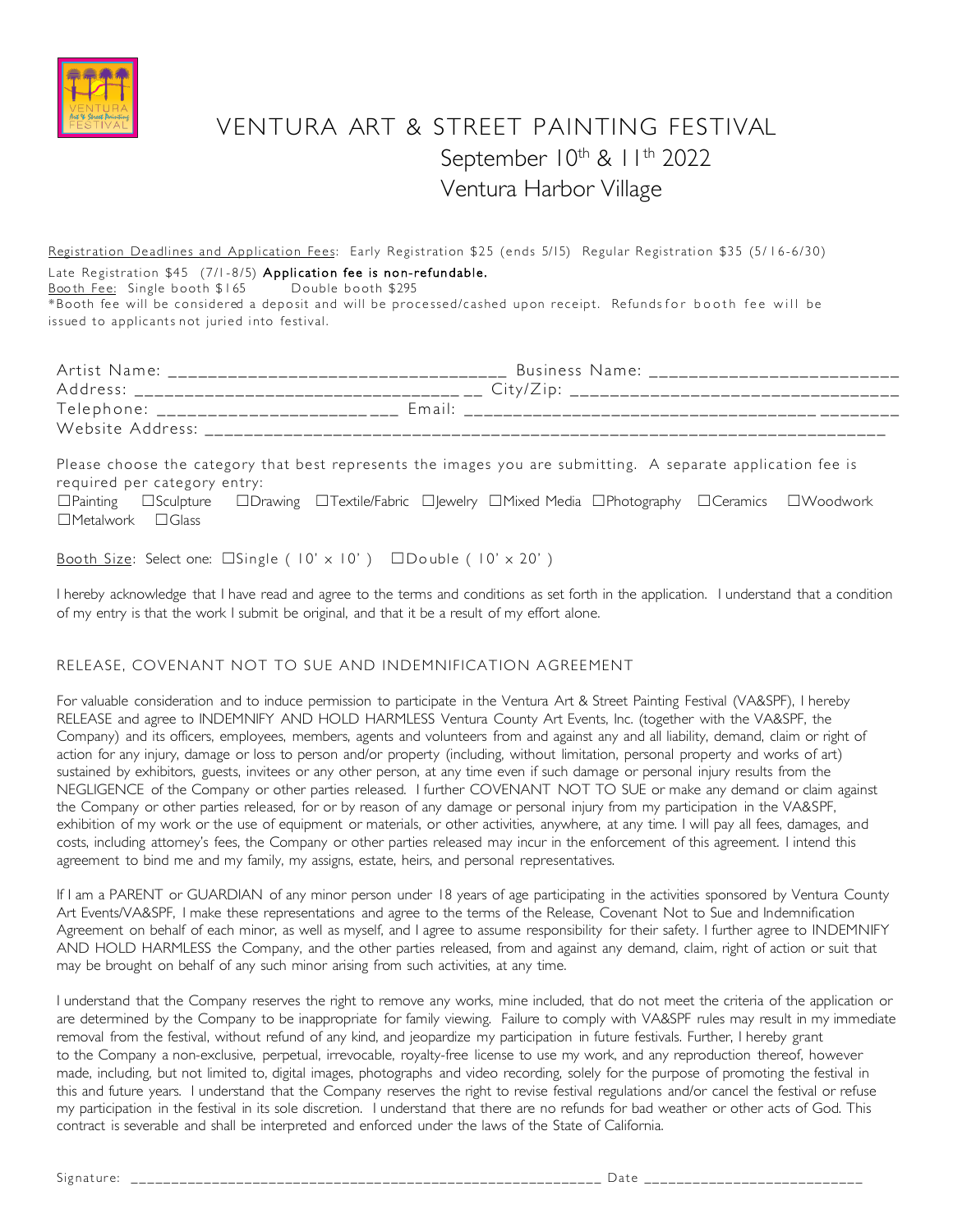# VENTURA ART & STREET PAINTING FESTIVAL

## September 10th & 11th 2022

## Ventura Harbor Village

Registration Deadlines and Application Fees: Early Registration $25 (ends 5/15) Regular Registration $35 (5/16-6/30)

Late Registration $45 (7/1-8/5) **Application fee is non-refundable.**

Booth Fee: Single booth $165 Double booth $295

*Booth fee will be considered a deposit and will be processed/cashed upon receipt. Refunds for booth fee will be issued to applicants not juried into festival.

Artist Name: ___________________________________ Business Name: _________________________

Address: _________________________________ __ City/Zip: _________________________________

Telephone: ________________________ Email: ___________________________________ ________

Website Address: ______________________________________________________________________

Please choose the category that best represents the images you are submitting. A separate application fee is required per category entry:

☐Painting ☐Sculpture ☐Drawing ☐Textile/Fabric ☐Jewelry ☐Mixed Media ☐Photography ☐Ceramics ☐Woodwork ☐Metalwork ☐Glass

Booth Size: Select one: ☐Single ( 10' x 10' ) ☐Double ( 10' x 20' )

I hereby acknowledge that I have read and agree to the terms and conditions as set forth in the application. I understand that a condition of my entry is that the work I submit be original, and that it be a result of my effort alone.

### RELEASE, COVENANT NOT TO SUE AND INDEMNIFICATION AGREEMENT

For valuable consideration and to induce permission to participate in the Ventura Art & Street Painting Festival (VA&SPF), I hereby RELEASE and agree to INDEMNIFY AND HOLD HARMLESS Ventura County Art Events, Inc. (together with the VA&SPF, the Company) and its officers, employees, members, agents and volunteers from and against any and all liability, demand, claim or right of action for any injury, damage or loss to person and/or property (including, without limitation, personal property and works of art) sustained by exhibitors, guests, invitees or any other person, at any time even if such damage or personal injury results from the NEGLIGENCE of the Company or other parties released. I further COVENANT NOT TO SUE or make any demand or claim against the Company or other parties released, for or by reason of any damage or personal injury from my participation in the VA&SPF, exhibition of my work or the use of equipment or materials, or other activities, anywhere, at any time. I will pay all fees, damages, and costs, including attorney's fees, the Company or other parties released may incur in the enforcement of this agreement. I intend this agreement to bind me and my family, my assigns, estate, heirs, and personal representatives.

If I am a PARENT or GUARDIAN of any minor person under 18 years of age participating in the activities sponsored by Ventura County Art Events/VA&SPF, I make these representations and agree to the terms of the Release, Covenant Not to Sue and Indemnification Agreement on behalf of each minor, as well as myself, and I agree to assume responsibility for their safety. I further agree to INDEMNIFY AND HOLD HARMLESS the Company, and the other parties released, from and against any demand, claim, right of action or suit that may be brought on behalf of any such minor arising from such activities, at any time.

I understand that the Company reserves the right to remove any works, mine included, that do not meet the criteria of the application or are determined by the Company to be inappropriate for family viewing. Failure to comply with VA&SPF rules may result in my immediate removal from the festival, without refund of any kind, and jeopardize my participation in future festivals. Further, I hereby grant to the Company a non-exclusive, perpetual, irrevocable, royalty-free license to use my work, and any reproduction thereof, however made, including, but not limited to, digital images, photographs and video recording, solely for the purpose of promoting the festival in this and future years. I understand that the Company reserves the right to revise festival regulations and/or cancel the festival or refuse my participation in the festival in its sole discretion. I understand that there are no refunds for bad weather or other acts of God. This contract is severable and shall be interpreted and enforced under the laws of the State of California.

Signature: ___________________________________________________________ Date __________________________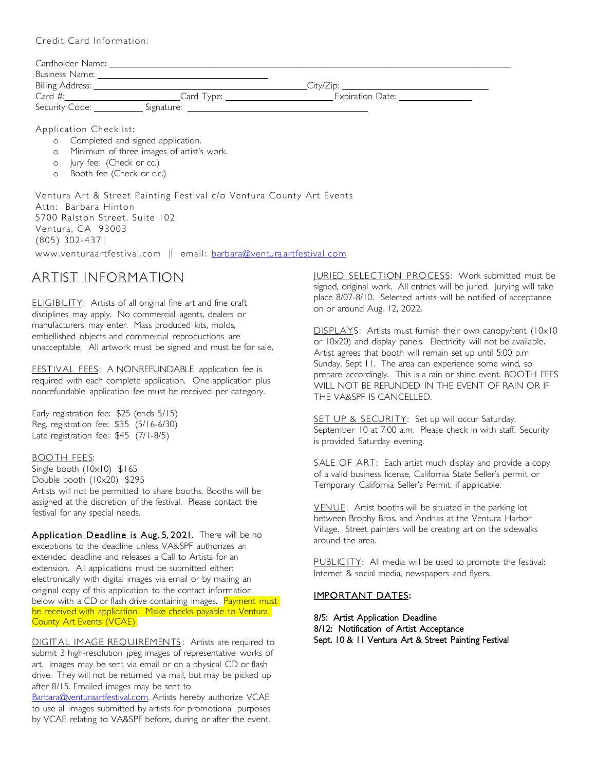Credit Card Information:

Cardholder Name: ____________________________________________

Business Name: ______________________

Billing Address: ____________________________ City/Zip: ____________________

Card #: ________________ Card Type: ______________ Expiration Date: __________

Security Code: _______ Signature: ______________________

Application Checklist:

- Completed and signed application.
- Minimum of three images of artist's work.
- Jury fee: (Check or cc.)
- Booth fee (Check or c.c.)

Ventura Art & Street Painting Festival c/o Ventura County Art Events
Attn: Barbara Hinton
5700 Ralston Street, Suite 102
Ventura, CA 93003
(805) 302-4371
www.venturaartfestival.com | email: barbara@venturaartfestival.com

# ARTIST INFORMATION

ELIGIBILITY: Artists of all original fine art and fine craft disciplines may apply. No commercial agents, dealers or manufacturers may enter. Mass produced kits, molds, embellished objects and commercial reproductions are unacceptable. All artwork must be signed and must be for sale.

FESTIVAL FEES: A NONREFUNDABLE application fee is required with each complete application. One application plus nonrefundable application fee must be received per category.

Early registration fee: $25 (ends 5/15)
Reg. registration fee: $35 (5/16-6/30)
Late registration fee: $45 (7/1-8/5)

BOOTH FEES:
Single booth (10x10) $165
Double booth (10x20) $295
Artists will not be permitted to share booths. Booths will be assigned at the discretion of the festival. Please contact the festival for any special needs.

**Application Deadline is Aug. 5, 2021.** There will be no exceptions to the deadline unless VA&SPF authorizes an extended deadline and releases a Call to Artists for an extension. All applications must be submitted either: electronically with digital images via email or by mailing an original copy of this application to the contact information below with a CD or flash drive containing images. Payment must be received with application. Make checks payable to Ventura County Art Events (VCAE).

DIGITAL IMAGE REQUIREMENTS: Artists are required to submit 3 high-resolution jpeg images of representative works of art. Images may be sent via email or on a physical CD or flash drive. They will not be returned via mail, but may be picked up after 8/15. Emailed images may be sent to Barbara@venturaartfestival.com. Artists hereby authorize VCAE to use all images submitted by artists for promotional purposes by VCAE relating to VA&SPF before, during or after the event.

JURIED SELECTION PROCESS: Work submitted must be signed, original work. All entries will be juried. Jurying will take place 8/07-8/10. Selected artists will be notified of acceptance on or around Aug. 12, 2022.

DISPLAYS: Artists must furnish their own canopy/tent (10x10 or 10x20) and display panels. Electricity will not be available. Artist agrees that booth will remain set up until 5:00 p.m Sunday, Sept 11. The area can experience some wind, so prepare accordingly. This is a rain or shine event. BOOTH FEES WILL NOT BE REFUNDED IN THE EVENT OF RAIN OR IF THE VA&SPF IS CANCELLED.

SET UP & SECURITY: Set up will occur Saturday, September 10 at 7:00 a.m. Please check in with staff. Security is provided Saturday evening.

SALE OF ART: Each artist much display and provide a copy of a valid business license, California State Seller's permit or Temporary California Seller's Permit, if applicable.

VENUE: Artist booths will be situated in the parking lot between Brophy Bros. and Andrias at the Ventura Harbor Village. Street painters will be creating art on the sidewalks around the area.

PUBLICITY: All media will be used to promote the festival: Internet & social media, newspapers and flyers.

## IMPORTANT DATES:

8/5: Artist Application Deadline
8/12: Notification of Artist Acceptance
Sept. 10 & 11 Ventura Art & Street Painting Festival